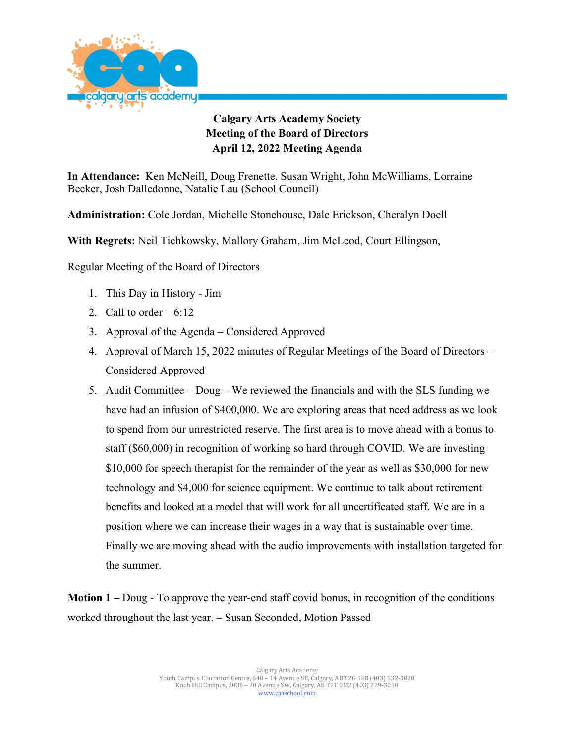**Calgary Arts Academy Society**
**Meeting of the Board of Directors**
**April 12, 2022 Meeting Agenda**

**In Attendance:** Ken McNeill, Doug Frenette, Susan Wright, John McWilliams, Lorraine Becker, Josh Dalledonne, Natalie Lau (School Council)

**Administration:** Cole Jordan, Michelle Stonehouse, Dale Erickson, Cheralyn Doell

**With Regrets:** Neil Tichkowsky, Mallory Graham, Jim McLeod, Court Ellingson,

Regular Meeting of the Board of Directors

1. This Day in History - Jim
2. Call to order – 6:12
3. Approval of the Agenda – Considered Approved
4. Approval of March 15, 2022 minutes of Regular Meetings of the Board of Directors – Considered Approved
5. Audit Committee – Doug – We reviewed the financials and with the SLS funding we have had an infusion of $400,000. We are exploring areas that need address as we look to spend from our unrestricted reserve. The first area is to move ahead with a bonus to staff ($60,000) in recognition of working so hard through COVID. We are investing $10,000 for speech therapist for the remainder of the year as well as $30,000 for new technology and $4,000 for science equipment. We continue to talk about retirement benefits and looked at a model that will work for all uncertificated staff. We are in a position where we can increase their wages in a way that is sustainable over time. Finally we are moving ahead with the audio improvements with installation targeted for the summer.

**Motion 1 –** Doug - To approve the year-end staff covid bonus, in recognition of the conditions worked throughout the last year. – Susan Seconded, Motion Passed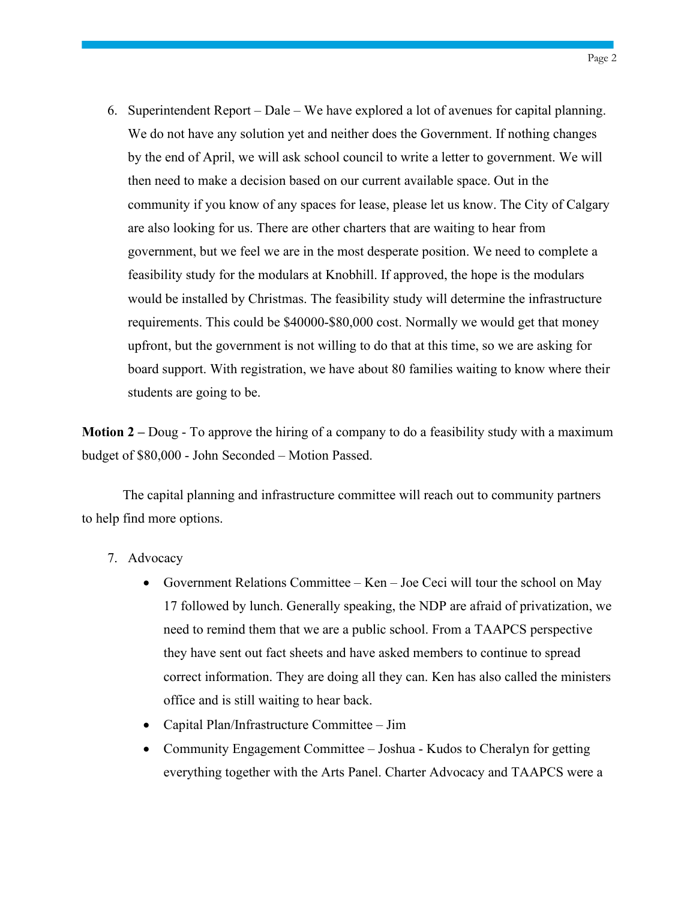6. Superintendent Report – Dale – We have explored a lot of avenues for capital planning. We do not have any solution yet and neither does the Government. If nothing changes by the end of April, we will ask school council to write a letter to government. We will then need to make a decision based on our current available space. Out in the community if you know of any spaces for lease, please let us know. The City of Calgary are also looking for us. There are other charters that are waiting to hear from government, but we feel we are in the most desperate position. We need to complete a feasibility study for the modulars at Knobhill. If approved, the hope is the modulars would be installed by Christmas. The feasibility study will determine the infrastructure requirements. This could be $40000-$80,000 cost. Normally we would get that money upfront, but the government is not willing to do that at this time, so we are asking for board support. With registration, we have about 80 families waiting to know where their students are going to be.

**Motion 2 –** Doug - To approve the hiring of a company to do a feasibility study with a maximum budget of $80,000 - John Seconded – Motion Passed.

The capital planning and infrastructure committee will reach out to community partners to help find more options.

7. Advocacy
   - Government Relations Committee – Ken – Joe Ceci will tour the school on May 17 followed by lunch. Generally speaking, the NDP are afraid of privatization, we need to remind them that we are a public school. From a TAAPCS perspective they have sent out fact sheets and have asked members to continue to spread correct information. They are doing all they can. Ken has also called the ministers office and is still waiting to hear back.
   - Capital Plan/Infrastructure Committee – Jim
   - Community Engagement Committee – Joshua - Kudos to Cheralyn for getting everything together with the Arts Panel. Charter Advocacy and TAAPCS were a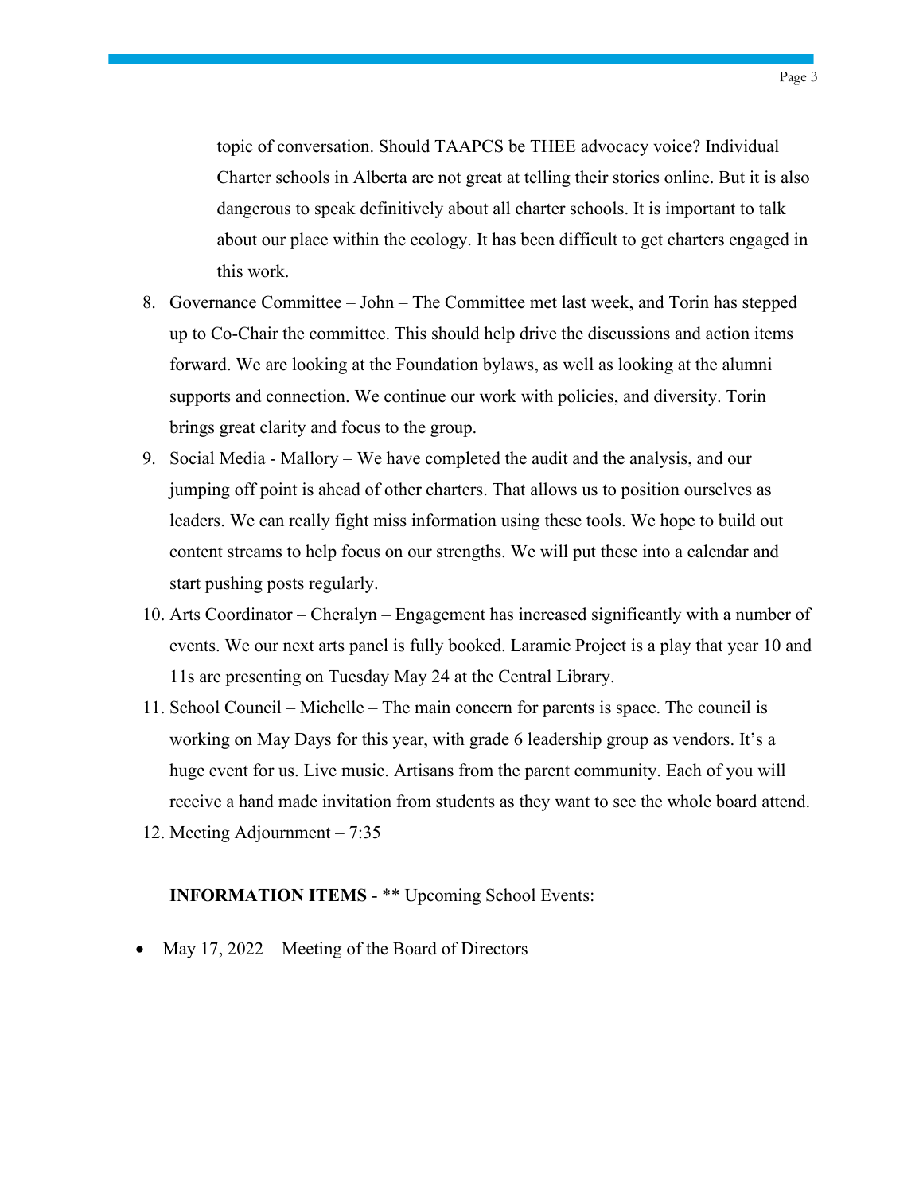topic of conversation. Should TAAPCS be THEE advocacy voice? Individual Charter schools in Alberta are not great at telling their stories online. But it is also dangerous to speak definitively about all charter schools. It is important to talk about our place within the ecology. It has been difficult to get charters engaged in this work.

8. Governance Committee – John – The Committee met last week, and Torin has stepped up to Co-Chair the committee. This should help drive the discussions and action items forward. We are looking at the Foundation bylaws, as well as looking at the alumni supports and connection. We continue our work with policies, and diversity. Torin brings great clarity and focus to the group.
9. Social Media - Mallory – We have completed the audit and the analysis, and our jumping off point is ahead of other charters. That allows us to position ourselves as leaders. We can really fight miss information using these tools. We hope to build out content streams to help focus on our strengths. We will put these into a calendar and start pushing posts regularly.
10. Arts Coordinator – Cheralyn – Engagement has increased significantly with a number of events. We our next arts panel is fully booked. Laramie Project is a play that year 10 and 11s are presenting on Tuesday May 24 at the Central Library.
11. School Council – Michelle – The main concern for parents is space. The council is working on May Days for this year, with grade 6 leadership group as vendors. It's a huge event for us. Live music. Artisans from the parent community. Each of you will receive a hand made invitation from students as they want to see the whole board attend.
12. Meeting Adjournment – 7:35

**INFORMATION ITEMS** - ** Upcoming School Events:

- May 17, 2022 – Meeting of the Board of Directors